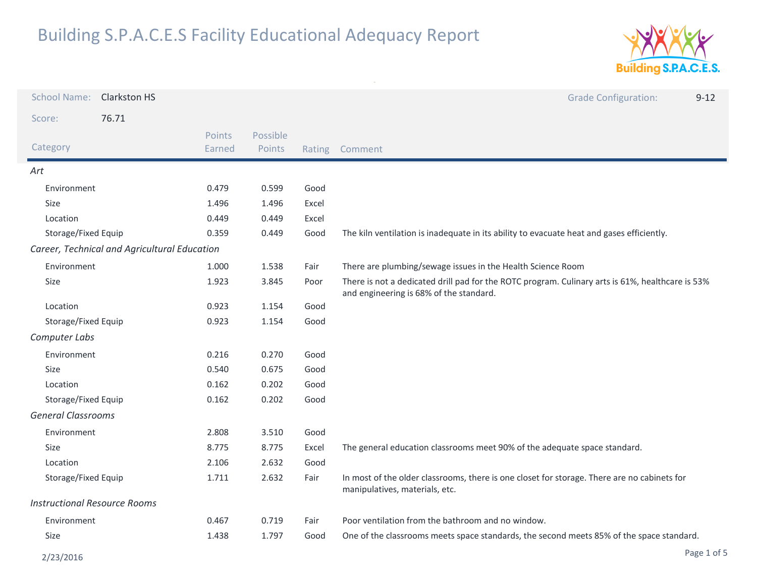# Building S.P.A.C.E.S Facility Educational Adequacy Report

**School Name:** Clarkston HS

**Grade Configuration:** 9-12

**Score:** 76.71

| Category | Points Earned | Possible Points | Rating | Comment |
|---|---|---|---|---|
| ***Art*** | | | | |
| Environment | 0.479 | 0.599 | Good | |
| Size | 1.496 | 1.496 | Excel | |
| Location | 0.449 | 0.449 | Excel | |
| Storage/Fixed Equip | 0.359 | 0.449 | Good | The kiln ventilation is inadequate in its ability to evacuate heat and gases efficiently. |
| ***Career, Technical and Agricultural Education*** | | | | |
| Environment | 1.000 | 1.538 | Fair | There are plumbing/sewage issues in the Health Science Room |
| Size | 1.923 | 3.845 | Poor | There is not a dedicated drill pad for the ROTC program. Culinary arts is 61%, healthcare is 53% and engineering is 68% of the standard. |
| Location | 0.923 | 1.154 | Good | |
| Storage/Fixed Equip | 0.923 | 1.154 | Good | |
| ***Computer Labs*** | | | | |
| Environment | 0.216 | 0.270 | Good | |
| Size | 0.540 | 0.675 | Good | |
| Location | 0.162 | 0.202 | Good | |
| Storage/Fixed Equip | 0.162 | 0.202 | Good | |
| ***General Classrooms*** | | | | |
| Environment | 2.808 | 3.510 | Good | |
| Size | 8.775 | 8.775 | Excel | The general education classrooms meet 90% of the adequate space standard. |
| Location | 2.106 | 2.632 | Good | |
| Storage/Fixed Equip | 1.711 | 2.632 | Fair | In most of the older classrooms, there is one closet for storage. There are no cabinets for manipulatives, materials, etc. |
| ***Instructional Resource Rooms*** | | | | |
| Environment | 0.467 | 0.719 | Fair | Poor ventilation from the bathroom and no window. |
| Size | 1.438 | 1.797 | Good | One of the classrooms meets space standards, the second meets 85% of the space standard. |

2/23/2016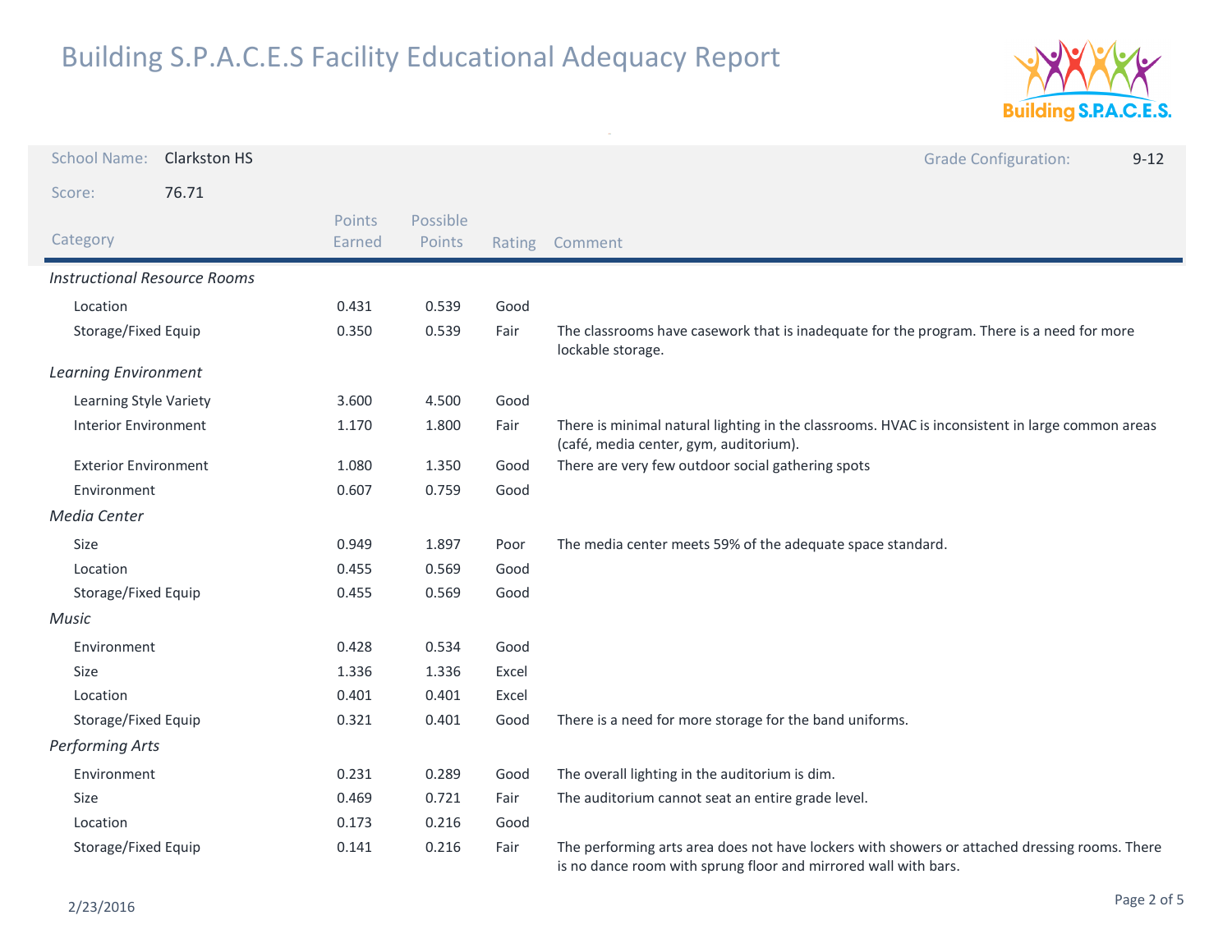# Building S.P.A.C.E.S Facility Educational Adequacy Report

School Name: Clarkston HS

Grade Configuration: 9-12

Score: 76.71

| Category | Points Earned | Possible Points | Rating | Comment |
|---|---|---|---|---|
| *Instructional Resource Rooms* | | | | |
| Location | 0.431 | 0.539 | Good | |
| Storage/Fixed Equip | 0.350 | 0.539 | Fair | The classrooms have casework that is inadequate for the program. There is a need for more lockable storage. |
| *Learning Environment* | | | | |
| Learning Style Variety | 3.600 | 4.500 | Good | |
| Interior Environment | 1.170 | 1.800 | Fair | There is minimal natural lighting in the classrooms. HVAC is inconsistent in large common areas (café, media center, gym, auditorium). |
| Exterior Environment | 1.080 | 1.350 | Good | There are very few outdoor social gathering spots |
| Environment | 0.607 | 0.759 | Good | |
| *Media Center* | | | | |
| Size | 0.949 | 1.897 | Poor | The media center meets 59% of the adequate space standard. |
| Location | 0.455 | 0.569 | Good | |
| Storage/Fixed Equip | 0.455 | 0.569 | Good | |
| *Music* | | | | |
| Environment | 0.428 | 0.534 | Good | |
| Size | 1.336 | 1.336 | Excel | |
| Location | 0.401 | 0.401 | Excel | |
| Storage/Fixed Equip | 0.321 | 0.401 | Good | There is a need for more storage for the band uniforms. |
| *Performing Arts* | | | | |
| Environment | 0.231 | 0.289 | Good | The overall lighting in the auditorium is dim. |
| Size | 0.469 | 0.721 | Fair | The auditorium cannot seat an entire grade level. |
| Location | 0.173 | 0.216 | Good | |
| Storage/Fixed Equip | 0.141 | 0.216 | Fair | The performing arts area does not have lockers with showers or attached dressing rooms. There is no dance room with sprung floor and mirrored wall with bars. |

2/23/2016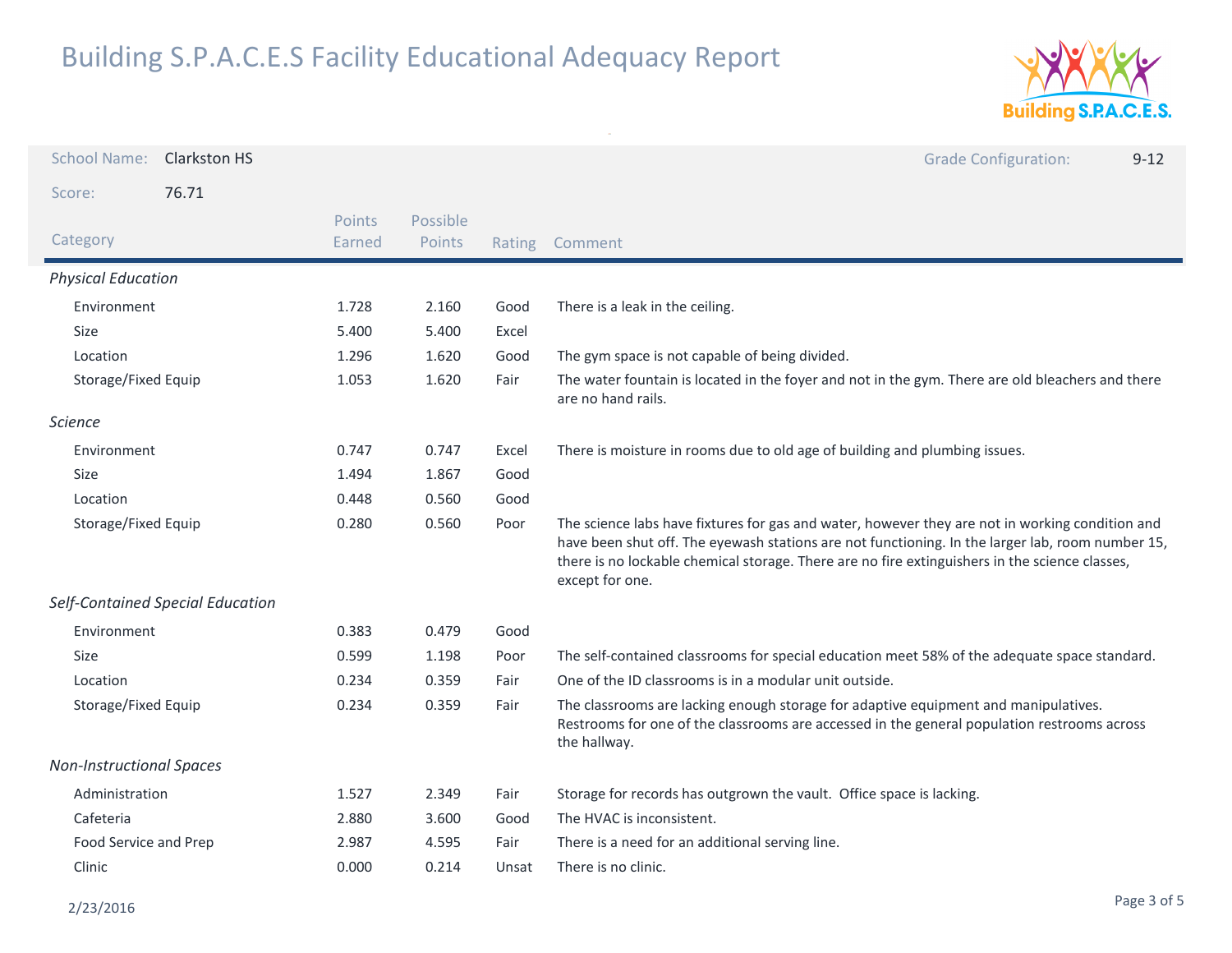# Building S.P.A.C.E.S Facility Educational Adequacy Report

**School Name:** Clarkston HS

**Grade Configuration:** 9-12

**Score:** 76.71

| Category | Points Earned | Possible Points | Rating | Comment |
|---|---|---|---|---|
| ***Physical Education*** | | | | |
| Environment | 1.728 | 2.160 | Good | There is a leak in the ceiling. |
| Size | 5.400 | 5.400 | Excel | |
| Location | 1.296 | 1.620 | Good | The gym space is not capable of being divided. |
| Storage/Fixed Equip | 1.053 | 1.620 | Fair | The water fountain is located in the foyer and not in the gym. There are old bleachers and there are no hand rails. |
| ***Science*** | | | | |
| Environment | 0.747 | 0.747 | Excel | There is moisture in rooms due to old age of building and plumbing issues. |
| Size | 1.494 | 1.867 | Good | |
| Location | 0.448 | 0.560 | Good | |
| Storage/Fixed Equip | 0.280 | 0.560 | Poor | The science labs have fixtures for gas and water, however they are not in working condition and have been shut off. The eyewash stations are not functioning. In the larger lab, room number 15, there is no lockable chemical storage. There are no fire extinguishers in the science classes, except for one. |
| ***Self-Contained Special Education*** | | | | |
| Environment | 0.383 | 0.479 | Good | |
| Size | 0.599 | 1.198 | Poor | The self-contained classrooms for special education meet 58% of the adequate space standard. |
| Location | 0.234 | 0.359 | Fair | One of the ID classrooms is in a modular unit outside. |
| Storage/Fixed Equip | 0.234 | 0.359 | Fair | The classrooms are lacking enough storage for adaptive equipment and manipulatives. Restrooms for one of the classrooms are accessed in the general population restrooms across the hallway. |
| ***Non-Instructional Spaces*** | | | | |
| Administration | 1.527 | 2.349 | Fair | Storage for records has outgrown the vault. Office space is lacking. |
| Cafeteria | 2.880 | 3.600 | Good | The HVAC is inconsistent. |
| Food Service and Prep | 2.987 | 4.595 | Fair | There is a need for an additional serving line. |
| Clinic | 0.000 | 0.214 | Unsat | There is no clinic. |

2/23/2016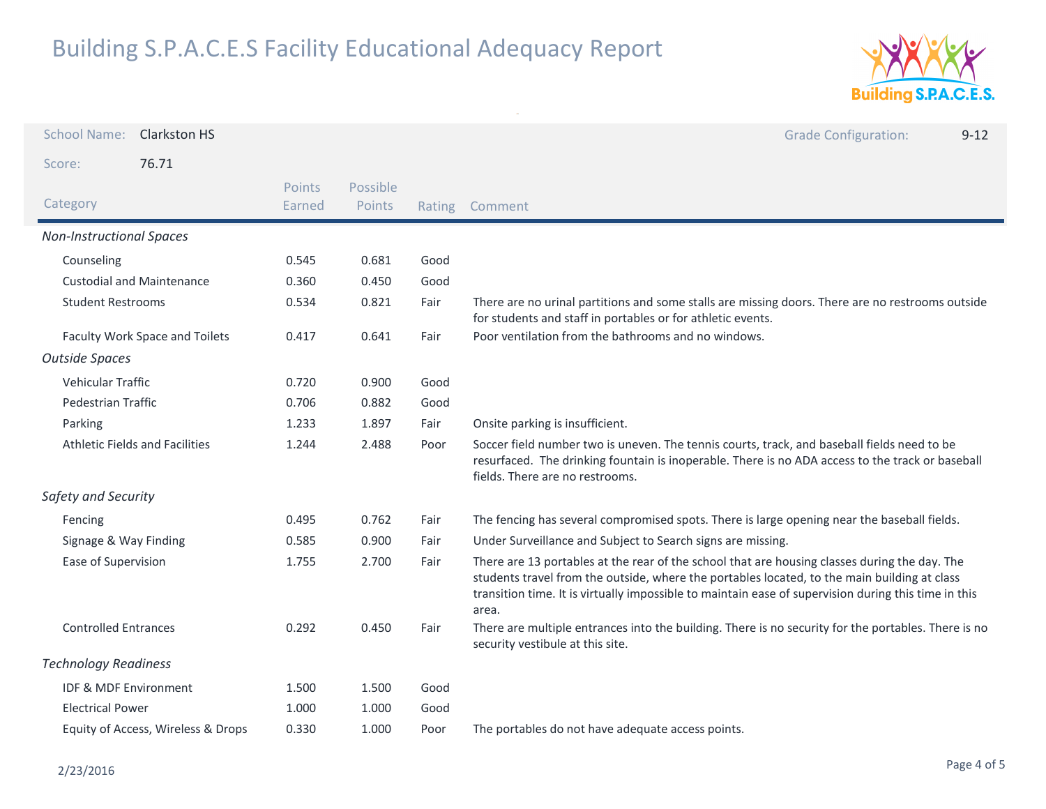# Building S.P.A.C.E.S Facility Educational Adequacy Report

**School Name:** Clarkston HS

**Grade Configuration:** 9-12

**Score:** 76.71

| Category | Points Earned | Possible Points | Rating | Comment |
|---|---|---|---|---|
| *Non-Instructional Spaces* | | | | |
| Counseling | 0.545 | 0.681 | Good | |
| Custodial and Maintenance | 0.360 | 0.450 | Good | |
| Student Restrooms | 0.534 | 0.821 | Fair | There are no urinal partitions and some stalls are missing doors. There are no restrooms outside for students and staff in portables or for athletic events. |
| Faculty Work Space and Toilets | 0.417 | 0.641 | Fair | Poor ventilation from the bathrooms and no windows. |
| *Outside Spaces* | | | | |
| Vehicular Traffic | 0.720 | 0.900 | Good | |
| Pedestrian Traffic | 0.706 | 0.882 | Good | |
| Parking | 1.233 | 1.897 | Fair | Onsite parking is insufficient. |
| Athletic Fields and Facilities | 1.244 | 2.488 | Poor | Soccer field number two is uneven. The tennis courts, track, and baseball fields need to be resurfaced. The drinking fountain is inoperable. There is no ADA access to the track or baseball fields. There are no restrooms. |
| *Safety and Security* | | | | |
| Fencing | 0.495 | 0.762 | Fair | The fencing has several compromised spots. There is large opening near the baseball fields. |
| Signage & Way Finding | 0.585 | 0.900 | Fair | Under Surveillance and Subject to Search signs are missing. |
| Ease of Supervision | 1.755 | 2.700 | Fair | There are 13 portables at the rear of the school that are housing classes during the day. The students travel from the outside, where the portables located, to the main building at class transition time. It is virtually impossible to maintain ease of supervision during this time in this area. |
| Controlled Entrances | 0.292 | 0.450 | Fair | There are multiple entrances into the building. There is no security for the portables. There is no security vestibule at this site. |
| *Technology Readiness* | | | | |
| IDF & MDF Environment | 1.500 | 1.500 | Good | |
| Electrical Power | 1.000 | 1.000 | Good | |
| Equity of Access, Wireless & Drops | 0.330 | 1.000 | Poor | The portables do not have adequate access points. |

2/23/2016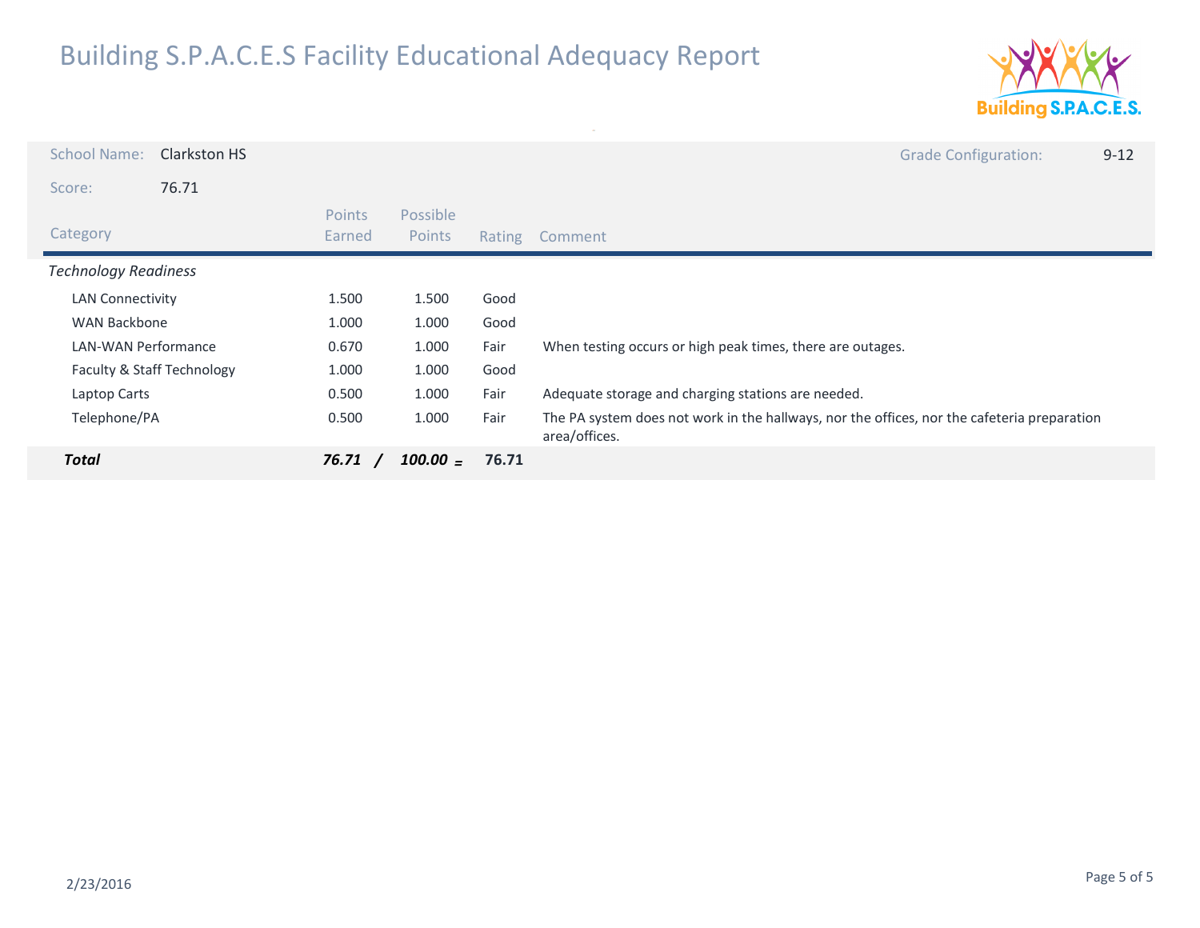# Building S.P.A.C.E.S Facility Educational Adequacy Report

School Name: Clarkston HS

Grade Configuration: 9-12

Score: 76.71

| Category | Points Earned | Possible Points | Rating | Comment |
|---|---|---|---|---|
| *Technology Readiness* | | | | |
| LAN Connectivity | 1.500 | 1.500 | Good | |
| WAN Backbone | 1.000 | 1.000 | Good | |
| LAN-WAN Performance | 0.670 | 1.000 | Fair | When testing occurs or high peak times, there are outages. |
| Faculty & Staff Technology | 1.000 | 1.000 | Good | |
| Laptop Carts | 0.500 | 1.000 | Fair | Adequate storage and charging stations are needed. |
| Telephone/PA | 0.500 | 1.000 | Fair | The PA system does not work in the hallways, nor the offices, nor the cafeteria preparation area/offices. |
| ***Total*** | ***76.71 /*** | ***100.00 =*** | **76.71** | |

2/23/2016